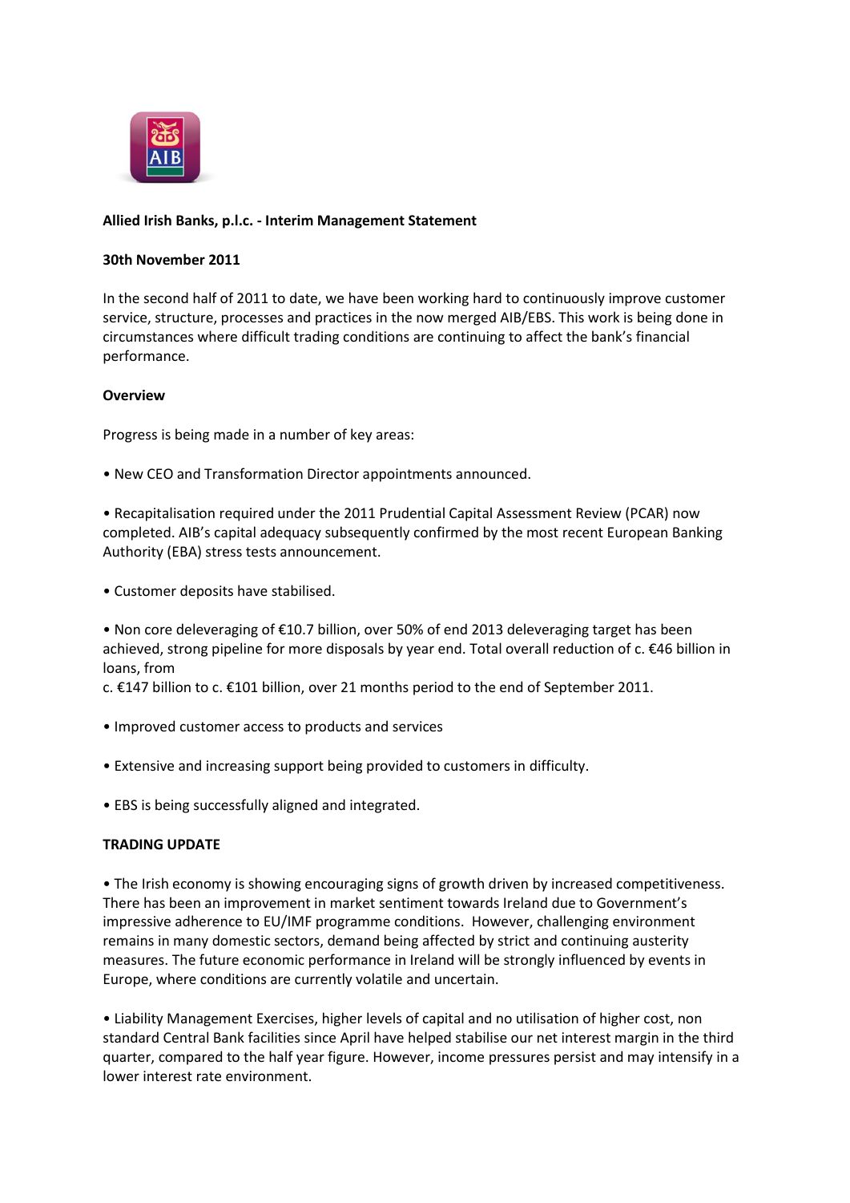**Allied Irish Banks, p.l.c. - Interim Management Statement**

**30th November 2011**

In the second half of 2011 to date, we have been working hard to continuously improve customer service, structure, processes and practices in the now merged AIB/EBS. This work is being done in circumstances where difficult trading conditions are continuing to affect the bank's financial performance.

**Overview**

Progress is being made in a number of key areas:

• New CEO and Transformation Director appointments announced.

• Recapitalisation required under the 2011 Prudential Capital Assessment Review (PCAR) now completed. AIB's capital adequacy subsequently confirmed by the most recent European Banking Authority (EBA) stress tests announcement.

• Customer deposits have stabilised.

• Non core deleveraging of €10.7 billion, over 50% of end 2013 deleveraging target has been achieved, strong pipeline for more disposals by year end. Total overall reduction of c. €46 billion in loans, from
c. €147 billion to c. €101 billion, over 21 months period to the end of September 2011.

• Improved customer access to products and services

• Extensive and increasing support being provided to customers in difficulty.

• EBS is being successfully aligned and integrated.

**TRADING UPDATE**

• The Irish economy is showing encouraging signs of growth driven by increased competitiveness. There has been an improvement in market sentiment towards Ireland due to Government's impressive adherence to EU/IMF programme conditions. However, challenging environment remains in many domestic sectors, demand being affected by strict and continuing austerity measures. The future economic performance in Ireland will be strongly influenced by events in Europe, where conditions are currently volatile and uncertain.

• Liability Management Exercises, higher levels of capital and no utilisation of higher cost, non standard Central Bank facilities since April have helped stabilise our net interest margin in the third quarter, compared to the half year figure. However, income pressures persist and may intensify in a lower interest rate environment.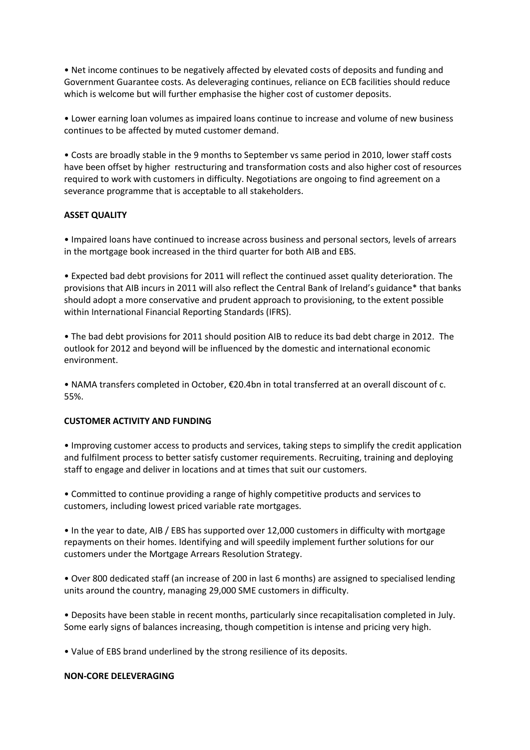• Net income continues to be negatively affected by elevated costs of deposits and funding and Government Guarantee costs. As deleveraging continues, reliance on ECB facilities should reduce which is welcome but will further emphasise the higher cost of customer deposits.

• Lower earning loan volumes as impaired loans continue to increase and volume of new business continues to be affected by muted customer demand.

• Costs are broadly stable in the 9 months to September vs same period in 2010, lower staff costs have been offset by higher restructuring and transformation costs and also higher cost of resources required to work with customers in difficulty. Negotiations are ongoing to find agreement on a severance programme that is acceptable to all stakeholders.

**ASSET QUALITY**

• Impaired loans have continued to increase across business and personal sectors, levels of arrears in the mortgage book increased in the third quarter for both AIB and EBS.

• Expected bad debt provisions for 2011 will reflect the continued asset quality deterioration. The provisions that AIB incurs in 2011 will also reflect the Central Bank of Ireland's guidance* that banks should adopt a more conservative and prudent approach to provisioning, to the extent possible within International Financial Reporting Standards (IFRS).

• The bad debt provisions for 2011 should position AIB to reduce its bad debt charge in 2012. The outlook for 2012 and beyond will be influenced by the domestic and international economic environment.

• NAMA transfers completed in October, €20.4bn in total transferred at an overall discount of c. 55%.

**CUSTOMER ACTIVITY AND FUNDING**

• Improving customer access to products and services, taking steps to simplify the credit application and fulfilment process to better satisfy customer requirements. Recruiting, training and deploying staff to engage and deliver in locations and at times that suit our customers.

• Committed to continue providing a range of highly competitive products and services to customers, including lowest priced variable rate mortgages.

• In the year to date, AIB / EBS has supported over 12,000 customers in difficulty with mortgage repayments on their homes. Identifying and will speedily implement further solutions for our customers under the Mortgage Arrears Resolution Strategy.

• Over 800 dedicated staff (an increase of 200 in last 6 months) are assigned to specialised lending units around the country, managing 29,000 SME customers in difficulty.

• Deposits have been stable in recent months, particularly since recapitalisation completed in July. Some early signs of balances increasing, though competition is intense and pricing very high.

• Value of EBS brand underlined by the strong resilience of its deposits.

**NON-CORE DELEVERAGING**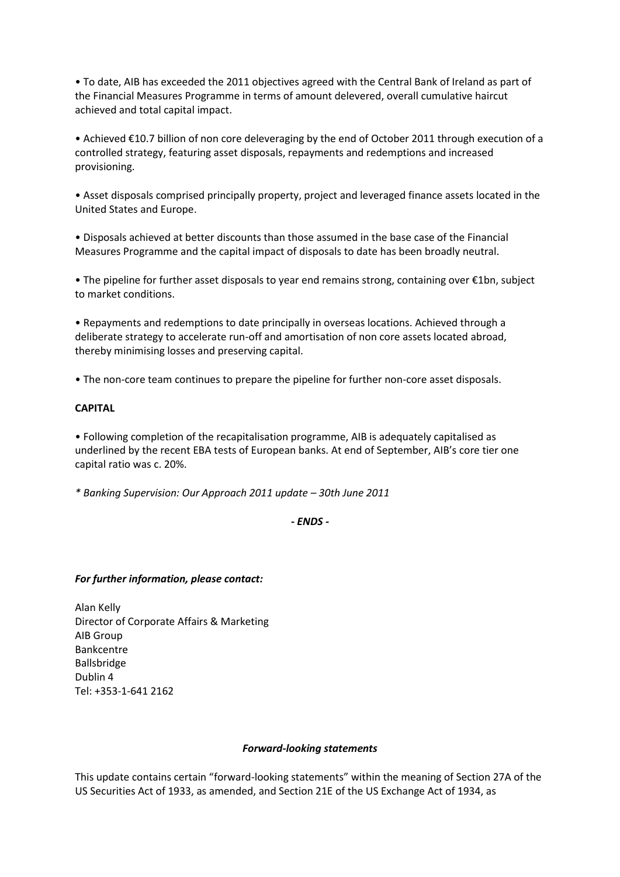• To date, AIB has exceeded the 2011 objectives agreed with the Central Bank of Ireland as part of the Financial Measures Programme in terms of amount delevered, overall cumulative haircut achieved and total capital impact.

• Achieved €10.7 billion of non core deleveraging by the end of October 2011 through execution of a controlled strategy, featuring asset disposals, repayments and redemptions and increased provisioning.

• Asset disposals comprised principally property, project and leveraged finance assets located in the United States and Europe.

• Disposals achieved at better discounts than those assumed in the base case of the Financial Measures Programme and the capital impact of disposals to date has been broadly neutral.

• The pipeline for further asset disposals to year end remains strong, containing over €1bn, subject to market conditions.

• Repayments and redemptions to date principally in overseas locations. Achieved through a deliberate strategy to accelerate run-off and amortisation of non core assets located abroad, thereby minimising losses and preserving capital.

• The non-core team continues to prepare the pipeline for further non-core asset disposals.

**CAPITAL**

• Following completion of the recapitalisation programme, AIB is adequately capitalised as underlined by the recent EBA tests of European banks. At end of September, AIB's core tier one capital ratio was c. 20%.

*\* Banking Supervision: Our Approach 2011 update – 30th June 2011*

***- ENDS -***

***For further information, please contact:***

Alan Kelly
Director of Corporate Affairs & Marketing
AIB Group
Bankcentre
Ballsbridge
Dublin 4
Tel: +353-1-641 2162

***Forward-looking statements***

This update contains certain "forward-looking statements" within the meaning of Section 27A of the US Securities Act of 1933, as amended, and Section 21E of the US Exchange Act of 1934, as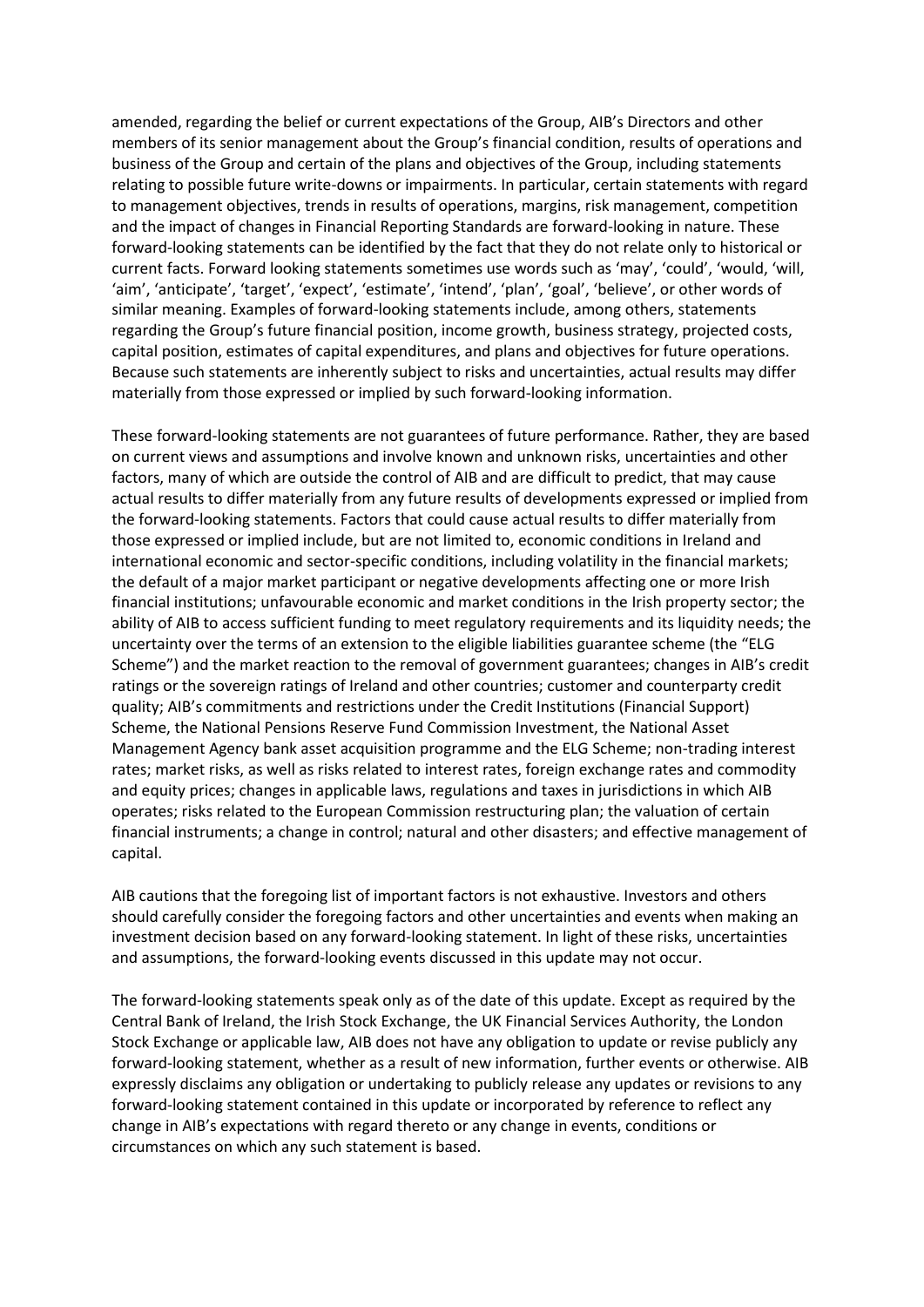amended, regarding the belief or current expectations of the Group, AIB's Directors and other members of its senior management about the Group's financial condition, results of operations and business of the Group and certain of the plans and objectives of the Group, including statements relating to possible future write-downs or impairments. In particular, certain statements with regard to management objectives, trends in results of operations, margins, risk management, competition and the impact of changes in Financial Reporting Standards are forward-looking in nature. These forward-looking statements can be identified by the fact that they do not relate only to historical or current facts. Forward looking statements sometimes use words such as 'may', 'could', 'would, 'will, 'aim', 'anticipate', 'target', 'expect', 'estimate', 'intend', 'plan', 'goal', 'believe', or other words of similar meaning. Examples of forward-looking statements include, among others, statements regarding the Group's future financial position, income growth, business strategy, projected costs, capital position, estimates of capital expenditures, and plans and objectives for future operations. Because such statements are inherently subject to risks and uncertainties, actual results may differ materially from those expressed or implied by such forward-looking information.

These forward-looking statements are not guarantees of future performance. Rather, they are based on current views and assumptions and involve known and unknown risks, uncertainties and other factors, many of which are outside the control of AIB and are difficult to predict, that may cause actual results to differ materially from any future results of developments expressed or implied from the forward-looking statements. Factors that could cause actual results to differ materially from those expressed or implied include, but are not limited to, economic conditions in Ireland and international economic and sector-specific conditions, including volatility in the financial markets; the default of a major market participant or negative developments affecting one or more Irish financial institutions; unfavourable economic and market conditions in the Irish property sector; the ability of AIB to access sufficient funding to meet regulatory requirements and its liquidity needs; the uncertainty over the terms of an extension to the eligible liabilities guarantee scheme (the "ELG Scheme") and the market reaction to the removal of government guarantees; changes in AIB's credit ratings or the sovereign ratings of Ireland and other countries; customer and counterparty credit quality; AIB's commitments and restrictions under the Credit Institutions (Financial Support) Scheme, the National Pensions Reserve Fund Commission Investment, the National Asset Management Agency bank asset acquisition programme and the ELG Scheme; non-trading interest rates; market risks, as well as risks related to interest rates, foreign exchange rates and commodity and equity prices; changes in applicable laws, regulations and taxes in jurisdictions in which AIB operates; risks related to the European Commission restructuring plan; the valuation of certain financial instruments; a change in control; natural and other disasters; and effective management of capital.

AIB cautions that the foregoing list of important factors is not exhaustive. Investors and others should carefully consider the foregoing factors and other uncertainties and events when making an investment decision based on any forward-looking statement. In light of these risks, uncertainties and assumptions, the forward-looking events discussed in this update may not occur.

The forward-looking statements speak only as of the date of this update. Except as required by the Central Bank of Ireland, the Irish Stock Exchange, the UK Financial Services Authority, the London Stock Exchange or applicable law, AIB does not have any obligation to update or revise publicly any forward-looking statement, whether as a result of new information, further events or otherwise. AIB expressly disclaims any obligation or undertaking to publicly release any updates or revisions to any forward-looking statement contained in this update or incorporated by reference to reflect any change in AIB's expectations with regard thereto or any change in events, conditions or circumstances on which any such statement is based.